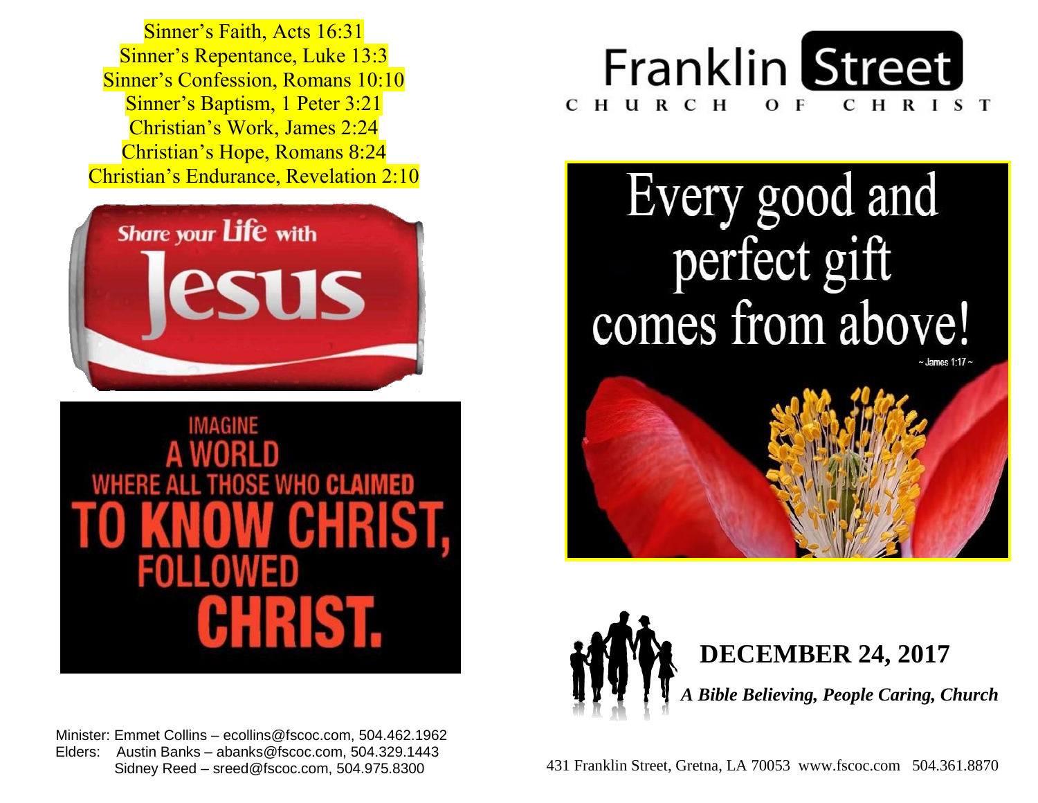Sinner's Faith, Acts 16:31
Sinner's Repentance, Luke 13:3
Sinner's Confession, Romans 10:10
Sinner's Baptism, 1 Peter 3:21
Christian's Work, James 2:24
Christian's Hope, Romans 8:24
Christian's Endurance, Revelation 2:10

Share your Life with Jesus

IMAGINE A WORLD WHERE ALL THOSE WHO CLAIMED TO KNOW CHRIST, FOLLOWED CHRIST.

Minister: Emmet Collins – ecollins@fscoc.com, 504.462.1962
Elders: Austin Banks – abanks@fscoc.com, 504.329.1443
Sidney Reed – sreed@fscoc.com, 504.975.8300

# Franklin Street
## CHURCH OF CHRIST

Every good and perfect gift comes from above!
~ James 1:17 ~

## DECEMBER 24, 2017

***A Bible Believing, People Caring, Church***

431 Franklin Street, Gretna, LA 70053 www.fscoc.com 504.361.8870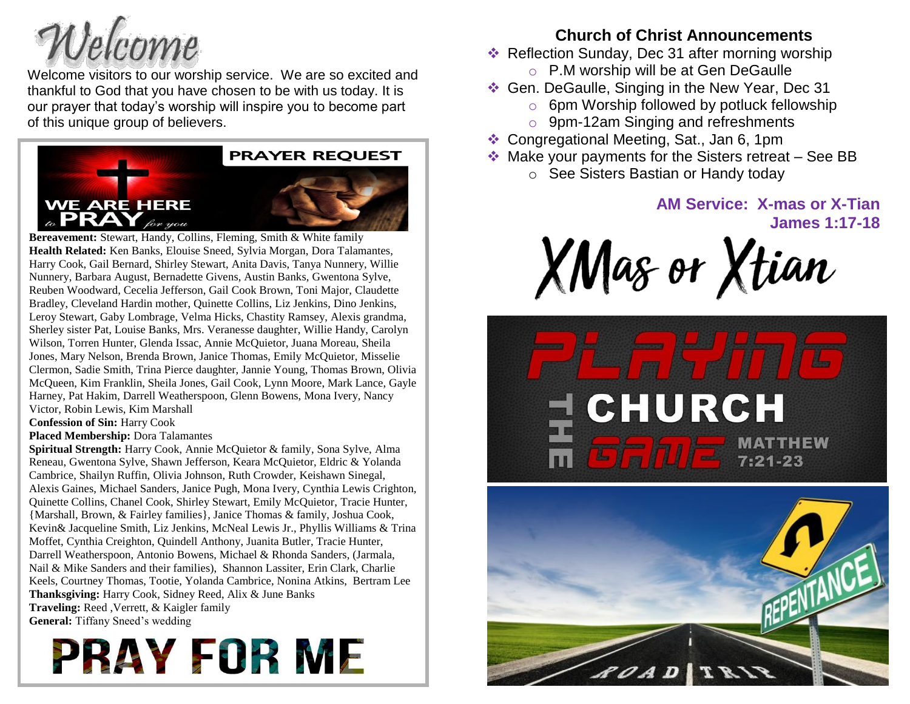# Welcome

Welcome visitors to our worship service. We are so excited and thankful to God that you have chosen to be with us today. It is our prayer that today's worship will inspire you to become part of this unique group of believers.

PRAYER REQUEST

WE ARE HERE to PRAY for you

**Bereavement:** Stewart, Handy, Collins, Fleming, Smith & White family
**Health Related:** Ken Banks, Elouise Sneed, Sylvia Morgan, Dora Talamantes, Harry Cook, Gail Bernard, Shirley Stewart, Anita Davis, Tanya Nunnery, Willie Nunnery, Barbara August, Bernadette Givens, Austin Banks, Gwentona Sylve, Reuben Woodward, Cecelia Jefferson, Gail Cook Brown, Toni Major, Claudette Bradley, Cleveland Hardin mother, Quinette Collins, Liz Jenkins, Dino Jenkins, Leroy Stewart, Gaby Lombrage, Velma Hicks, Chastity Ramsey, Alexis grandma, Sherley sister Pat, Louise Banks, Mrs. Veranesse daughter, Willie Handy, Carolyn Wilson, Torren Hunter, Glenda Issac, Annie McQuietor, Juana Moreau, Sheila Jones, Mary Nelson, Brenda Brown, Janice Thomas, Emily McQuietor, Misselie Clermon, Sadie Smith, Trina Pierce daughter, Jannie Young, Thomas Brown, Olivia McQueen, Kim Franklin, Sheila Jones, Gail Cook, Lynn Moore, Mark Lance, Gayle Harney, Pat Hakim, Darrell Weatherspoon, Glenn Bowens, Mona Ivery, Nancy Victor, Robin Lewis, Kim Marshall
**Confession of Sin:** Harry Cook
**Placed Membership:** Dora Talamantes
**Spiritual Strength:** Harry Cook, Annie McQuietor & family, Sona Sylve, Alma Reneau, Gwentona Sylve, Shawn Jefferson, Keara McQuietor, Eldric & Yolanda Cambrice, Shailyn Ruffin, Olivia Johnson, Ruth Crowder, Keishawn Sinegal, Alexis Gaines, Michael Sanders, Janice Pugh, Mona Ivery, Cynthia Lewis Crighton, Quinette Collins, Chanel Cook, Shirley Stewart, Emily McQuietor, Tracie Hunter, {Marshall, Brown, & Fairley families}, Janice Thomas & family, Joshua Cook, Kevin& Jacqueline Smith, Liz Jenkins, McNeal Lewis Jr., Phyllis Williams & Trina Moffet, Cynthia Creighton, Quindell Anthony, Juanita Butler, Tracie Hunter, Darrell Weatherspoon, Antonio Bowens, Michael & Rhonda Sanders, (Jarmala, Nail & Mike Sanders and their families), Shannon Lassiter, Erin Clark, Charlie Keels, Courtney Thomas, Tootie, Yolanda Cambrice, Nonina Atkins, Bertram Lee
**Thanksgiving:** Harry Cook, Sidney Reed, Alix & June Banks
**Traveling:** Reed ,Verrett, & Kaigler family
**General:** Tiffany Sneed's wedding

PRAY FOR ME

## Church of Christ Announcements

- Reflection Sunday, Dec 31 after morning worship
  - P.M worship will be at Gen DeGaulle
- Gen. DeGaulle, Singing in the New Year, Dec 31
  - 6pm Worship followed by potluck fellowship
  - 9pm-12am Singing and refreshments
- Congregational Meeting, Sat., Jan 6, 1pm
- Make your payments for the Sisters retreat – See BB
  - See Sisters Bastian or Handy today

**AM Service: X-mas or X-Tian**
**James 1:17-18**

XMas or Xtian

PLAYING THE CHURCH GAME
MATTHEW 7:21-23

REPENTANCE
ROAD TRIP